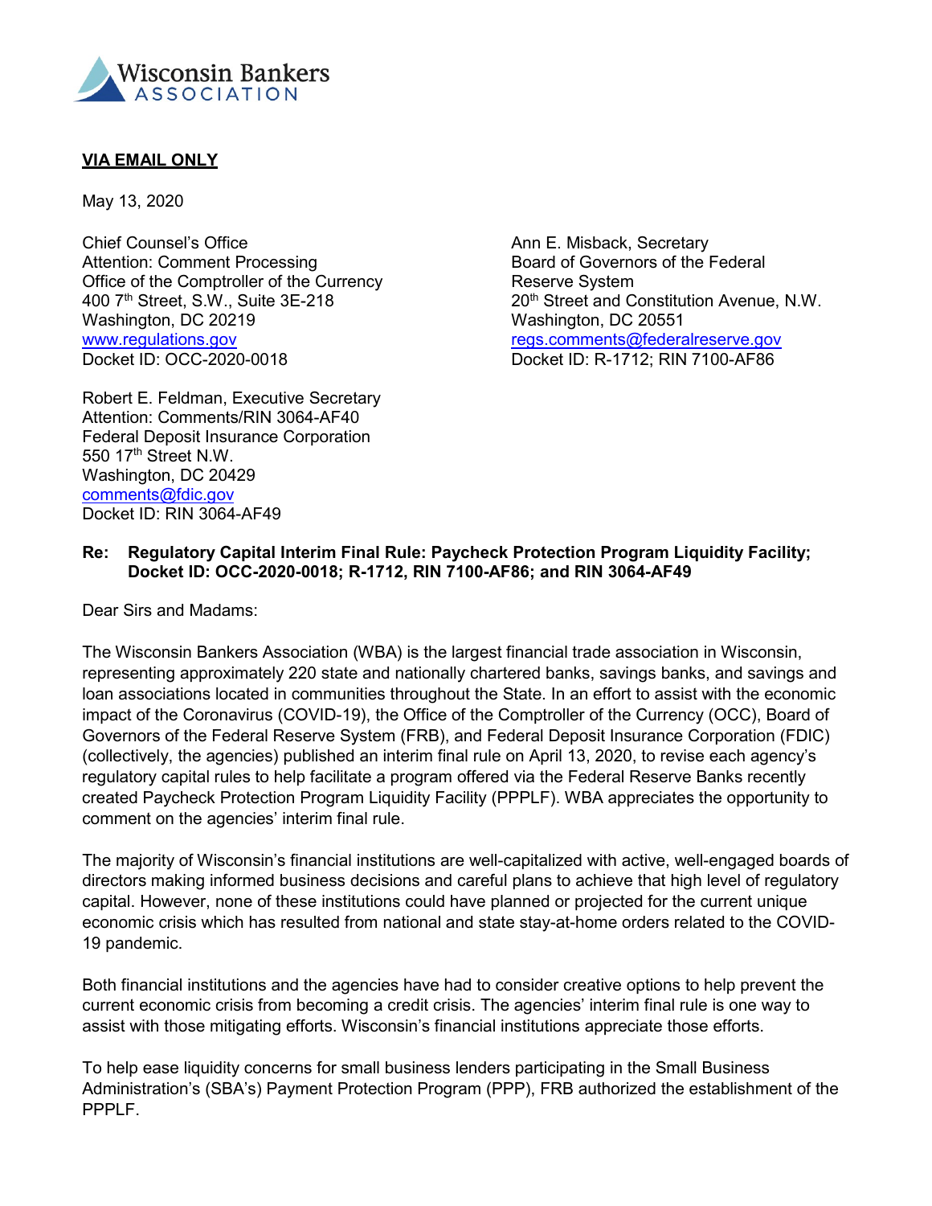Wisconsin Bankers ASSOCIATION

**VIA EMAIL ONLY**

May 13, 2020

Chief Counsel's Office
Attention: Comment Processing
Office of the Comptroller of the Currency
400 7th Street, S.W., Suite 3E-218
Washington, DC 20219
www.regulations.gov
Docket ID: OCC-2020-0018

Ann E. Misback, Secretary
Board of Governors of the Federal Reserve System
20th Street and Constitution Avenue, N.W.
Washington, DC 20551
regs.comments@federalreserve.gov
Docket ID: R-1712; RIN 7100-AF86

Robert E. Feldman, Executive Secretary
Attention: Comments/RIN 3064-AF40
Federal Deposit Insurance Corporation
550 17th Street N.W.
Washington, DC 20429
comments@fdic.gov
Docket ID: RIN 3064-AF49

**Re: Regulatory Capital Interim Final Rule: Paycheck Protection Program Liquidity Facility; Docket ID: OCC-2020-0018; R-1712, RIN 7100-AF86; and RIN 3064-AF49**

Dear Sirs and Madams:

The Wisconsin Bankers Association (WBA) is the largest financial trade association in Wisconsin, representing approximately 220 state and nationally chartered banks, savings banks, and savings and loan associations located in communities throughout the State. In an effort to assist with the economic impact of the Coronavirus (COVID-19), the Office of the Comptroller of the Currency (OCC), Board of Governors of the Federal Reserve System (FRB), and Federal Deposit Insurance Corporation (FDIC) (collectively, the agencies) published an interim final rule on April 13, 2020, to revise each agency's regulatory capital rules to help facilitate a program offered via the Federal Reserve Banks recently created Paycheck Protection Program Liquidity Facility (PPPLF). WBA appreciates the opportunity to comment on the agencies' interim final rule.

The majority of Wisconsin's financial institutions are well-capitalized with active, well-engaged boards of directors making informed business decisions and careful plans to achieve that high level of regulatory capital. However, none of these institutions could have planned or projected for the current unique economic crisis which has resulted from national and state stay-at-home orders related to the COVID-19 pandemic.

Both financial institutions and the agencies have had to consider creative options to help prevent the current economic crisis from becoming a credit crisis. The agencies' interim final rule is one way to assist with those mitigating efforts. Wisconsin's financial institutions appreciate those efforts.

To help ease liquidity concerns for small business lenders participating in the Small Business Administration's (SBA's) Payment Protection Program (PPP), FRB authorized the establishment of the PPPLF.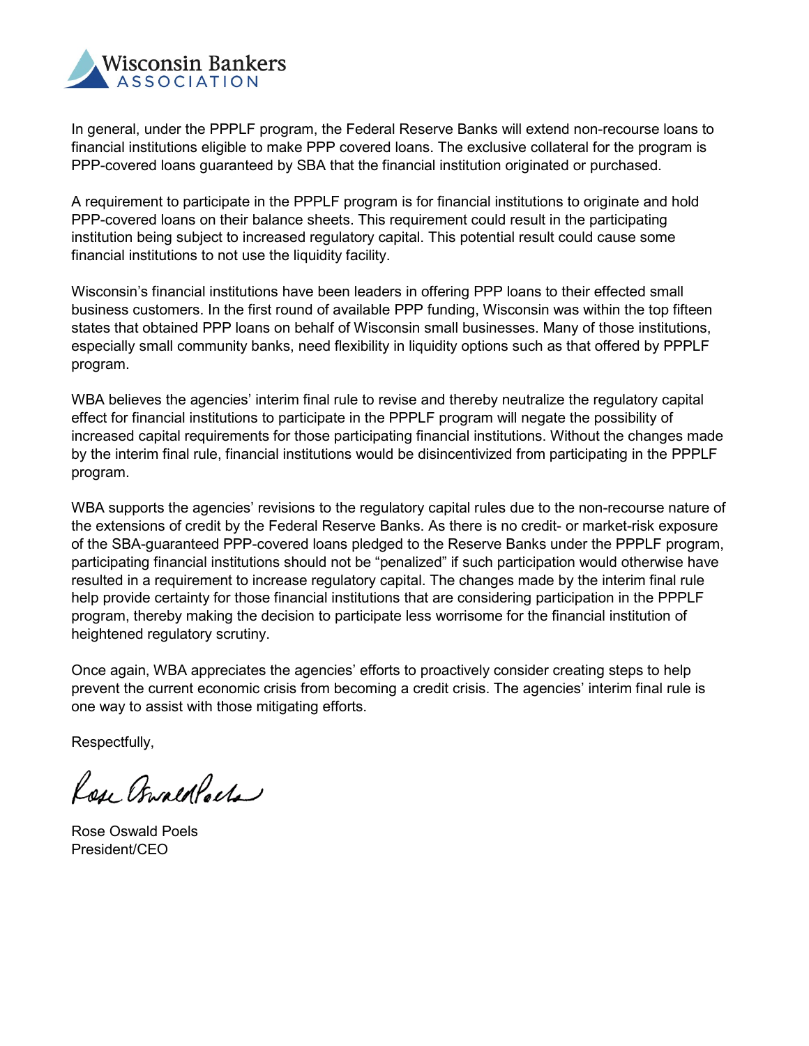In general, under the PPPLF program, the Federal Reserve Banks will extend non-recourse loans to financial institutions eligible to make PPP covered loans. The exclusive collateral for the program is PPP-covered loans guaranteed by SBA that the financial institution originated or purchased.

A requirement to participate in the PPPLF program is for financial institutions to originate and hold PPP-covered loans on their balance sheets. This requirement could result in the participating institution being subject to increased regulatory capital. This potential result could cause some financial institutions to not use the liquidity facility.

Wisconsin's financial institutions have been leaders in offering PPP loans to their effected small business customers. In the first round of available PPP funding, Wisconsin was within the top fifteen states that obtained PPP loans on behalf of Wisconsin small businesses. Many of those institutions, especially small community banks, need flexibility in liquidity options such as that offered by PPPLF program.

WBA believes the agencies' interim final rule to revise and thereby neutralize the regulatory capital effect for financial institutions to participate in the PPPLF program will negate the possibility of increased capital requirements for those participating financial institutions. Without the changes made by the interim final rule, financial institutions would be disincentivized from participating in the PPPLF program.

WBA supports the agencies' revisions to the regulatory capital rules due to the non-recourse nature of the extensions of credit by the Federal Reserve Banks. As there is no credit- or market-risk exposure of the SBA-guaranteed PPP-covered loans pledged to the Reserve Banks under the PPPLF program, participating financial institutions should not be "penalized" if such participation would otherwise have resulted in a requirement to increase regulatory capital. The changes made by the interim final rule help provide certainty for those financial institutions that are considering participation in the PPPLF program, thereby making the decision to participate less worrisome for the financial institution of heightened regulatory scrutiny.

Once again, WBA appreciates the agencies' efforts to proactively consider creating steps to help prevent the current economic crisis from becoming a credit crisis. The agencies' interim final rule is one way to assist with those mitigating efforts.

Respectfully,

Rose Oswald Poels
President/CEO